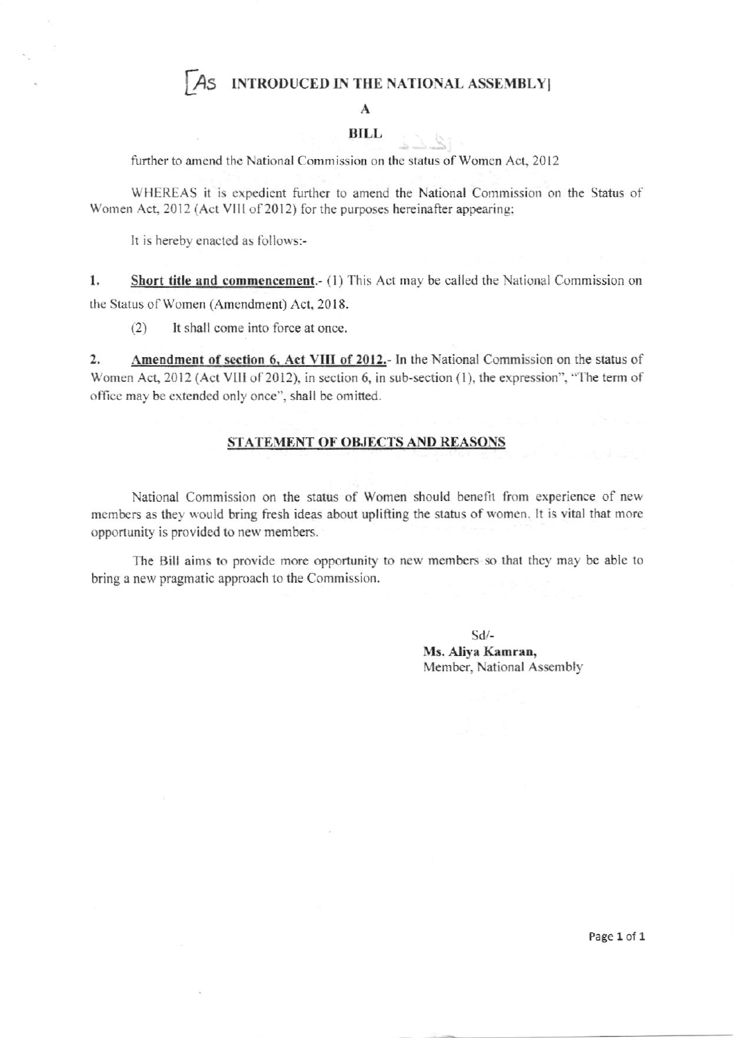[As INTRODUCED IN THE NATIONAL ASSEMBLY]

**A**

**BILL**

further to amend the National Commission on the status of Women Act, 2012

WHEREAS it is expedient further to amend the National Commission on the Status of Women Act, 2012 (Act VIII of 2012) for the purposes hereinafter appearing;

It is hereby enacted as follows:-

**1.** **Short title and commencement.**- (1) This Act may be called the National Commission on the Status of Women (Amendment) Act, 2018.

(2) It shall come into force at once.

**2.** **Amendment of section 6, Act VIII of 2012.**- In the National Commission on the status of Women Act, 2012 (Act VIII of 2012), in section 6, in sub-section (1), the expression", "The term of office may be extended only once", shall be omitted.

**STATEMENT OF OBJECTS AND REASONS**

National Commission on the status of Women should benefit from experience of new members as they would bring fresh ideas about uplifting the status of women. It is vital that more opportunity is provided to new members.

The Bill aims to provide more opportunity to new members so that they may be able to bring a new pragmatic approach to the Commission.

Sd/-
**Ms. Aliya Kamran,**
Member, National Assembly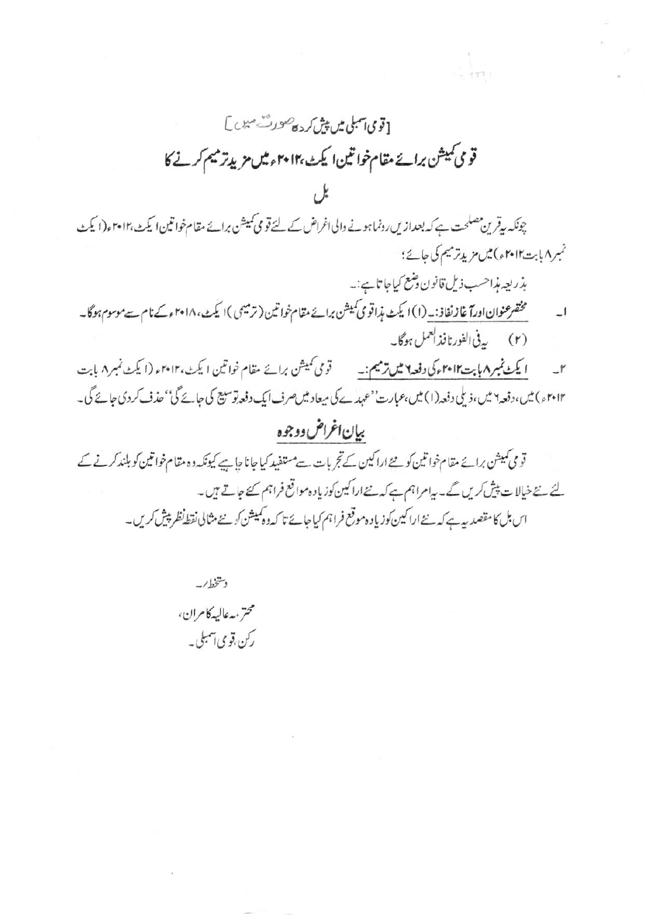[قومی اسمبلی میں پیش کردہ صورت میں]

# قومی کمیشن برائے مقام خواتین ایکٹ، ۲۰۱۲ء میں مزید ترمیم کرنے کا

## بل

چونکہ یہ قرین مصلحت ہے کہ بعدازیں رونما ہونے والی اغراض کے لئے قومی کمیشن برائے مقام خواتین ایکٹ، ۲۰۱۲ء (ایکٹ نمبر ۸ بابت ۲۰۱۲ء) میں مزید ترمیم کی جائے؛

بذریعہ ہذا حسب ذیل قانون وضع کیا جاتا ہے:۔

۱۔ **مختصر عنوان اور آغاز نفاذ:۔** (۱) ایکٹ ہذا قومی کمیشن برائے مقام خواتین (ترمیمی) ایکٹ، ۲۰۱۸ء کے نام سے موسوم ہوگا۔

(۲) یہ فی الفور نافذ العمل ہوگا۔

۲۔ **ایکٹ نمبر ۸ بابت ۲۰۱۲ء کی دفعہ ۶ میں ترمیم:۔** قومی کمیشن برائے مقام خواتین ایکٹ، ۲۰۱۲ء (ایکٹ نمبر ۸ بابت ۲۰۱۲ء) میں، دفعہ ۶ میں، ذیلی دفعہ (۱) میں، عبارت "عہدے کی میعاد میں صرف ایک دفعہ توسیع کی جائے گی" حذف کردی جائے گی۔

## بیان اغراض و وجوہ

قومی کمیشن برائے مقام خواتین کو نئے اراکین کے تجربات سے مستفید کیا جانا چاہیے کیونکہ وہ مقام خواتین کو بلند کرنے کے لئے نئے خیالات پیش کریں گے۔ یہ امر اہم ہے کہ نئے اراکین کو زیادہ مواقع فراہم کئے جاتے ہیں۔

اس بل کا مقصد یہ ہے کہ نئے اراکین کو زیادہ موقع فراہم کیا جائے تاکہ وہ کمیشن کو نئے مثالی نقطہ نظر پیش کریں۔

دستخط/۔

محترمہ عالیہ کامران،

رکن، قومی اسمبلی۔